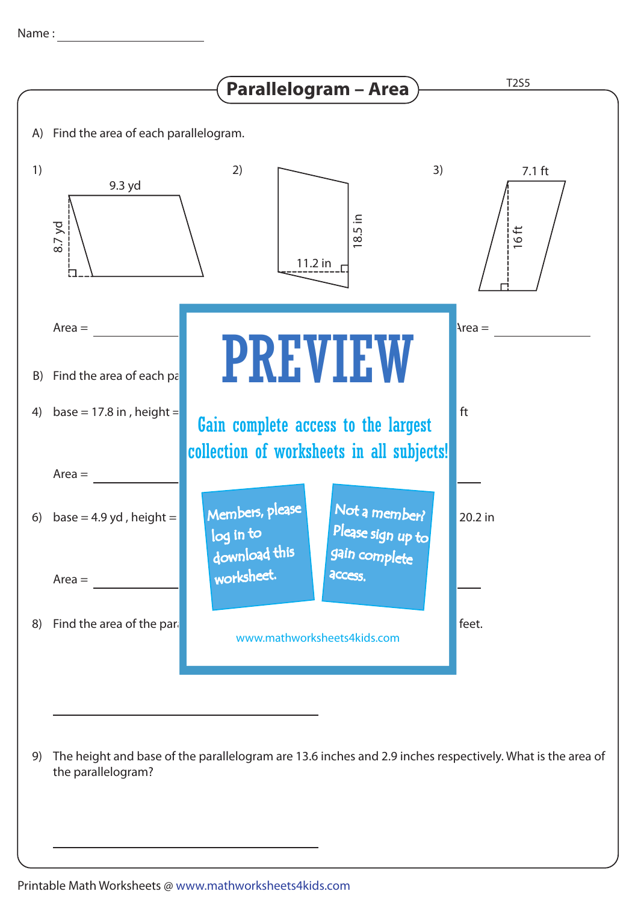Name : ____________________

# Parallelogram – Area

T2S5

A) Find the area of each parallelogram.

1) 9.3 yd, 8.7 yd

2) 11.2 in, 18.5 in

3) 7.1 ft, 16 ft

Area = ____________ Area = ____________

B) Find the area of each pa

4) base = 17.8 in , height = ft

Area = ____________

6) base = 4.9 yd , height = 20.2 in

Area = ____________

8) Find the area of the par feet.

# PREVIEW

Gain complete access to the largest collection of worksheets in all subjects!

Members, please log in to download this worksheet.

Not a member? Please sign up to gain complete access.

www.mathworksheets4kids.com

____________________

9) The height and base of the parallelogram are 13.6 inches and 2.9 inches respectively. What is the area of the parallelogram?

____________________

Printable Math Worksheets @ www.mathworksheets4kids.com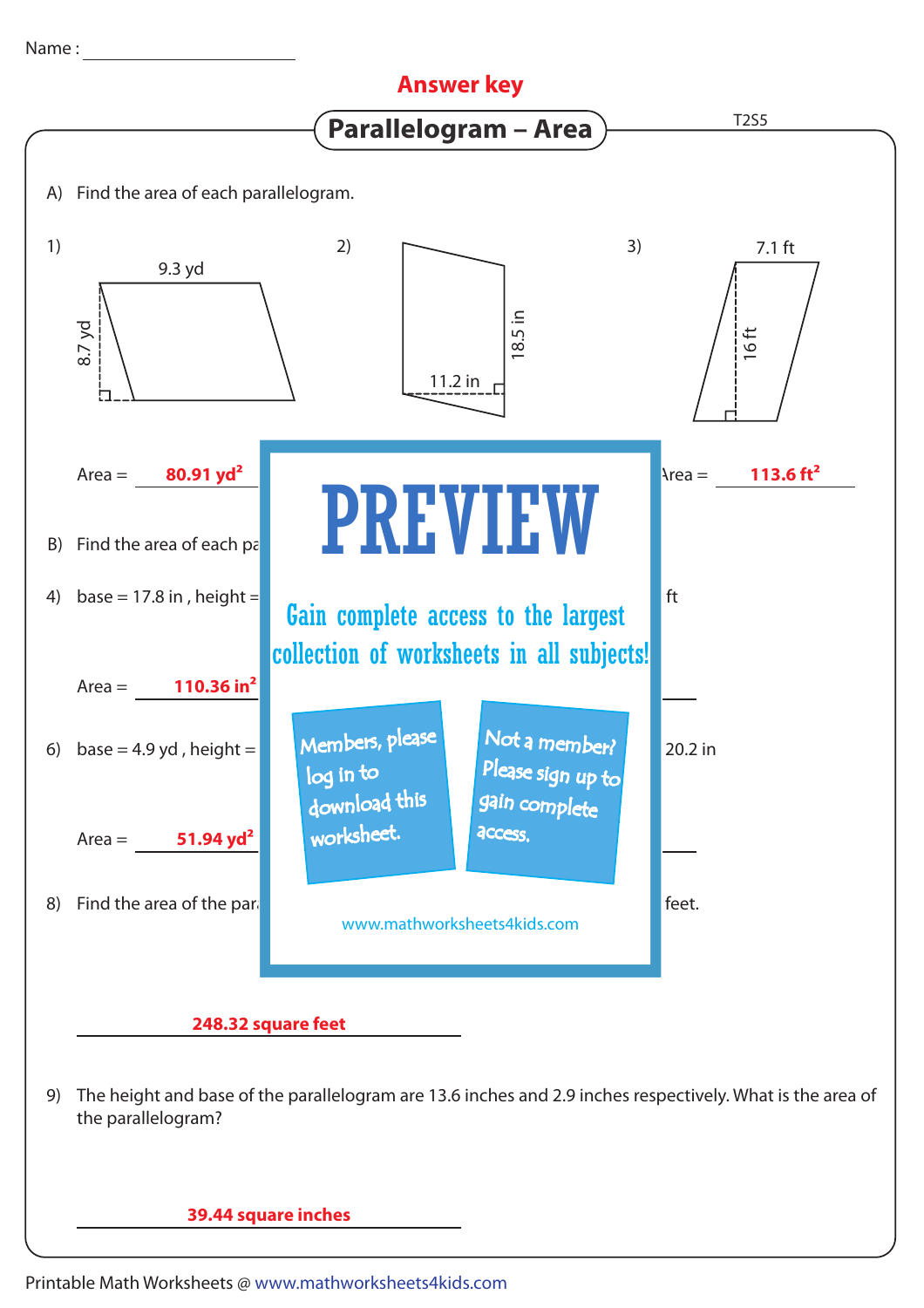Name :

**Answer key**

# Parallelogram – Area

T2S5

A) Find the area of each parallelogram.

1)

9.3 yd

8.7 yd

Area = **80.91 $yd^2$**

2)

18.5 in

11.2 in

3)

7.1 ft

16 ft

Area = **113.6 $ft^2$**

B) Find the area of each pa

4) base = 17.8 in , height = ft

Area = **110.36 $in^2$**

6) base = 4.9 yd , height = 20.2 in

Area = **51.94 $yd^2$**

8) Find the area of the par feet.

PREVIEW

Gain complete access to the largest collection of worksheets in all subjects!

Members, please log in to download this worksheet.

Not a member? Please sign up to gain complete access.

www.mathworksheets4kids.com

**248.32 square feet**

9) The height and base of the parallelogram are 13.6 inches and 2.9 inches respectively. What is the area of the parallelogram?

**39.44 square inches**

Printable Math Worksheets @ www.mathworksheets4kids.com